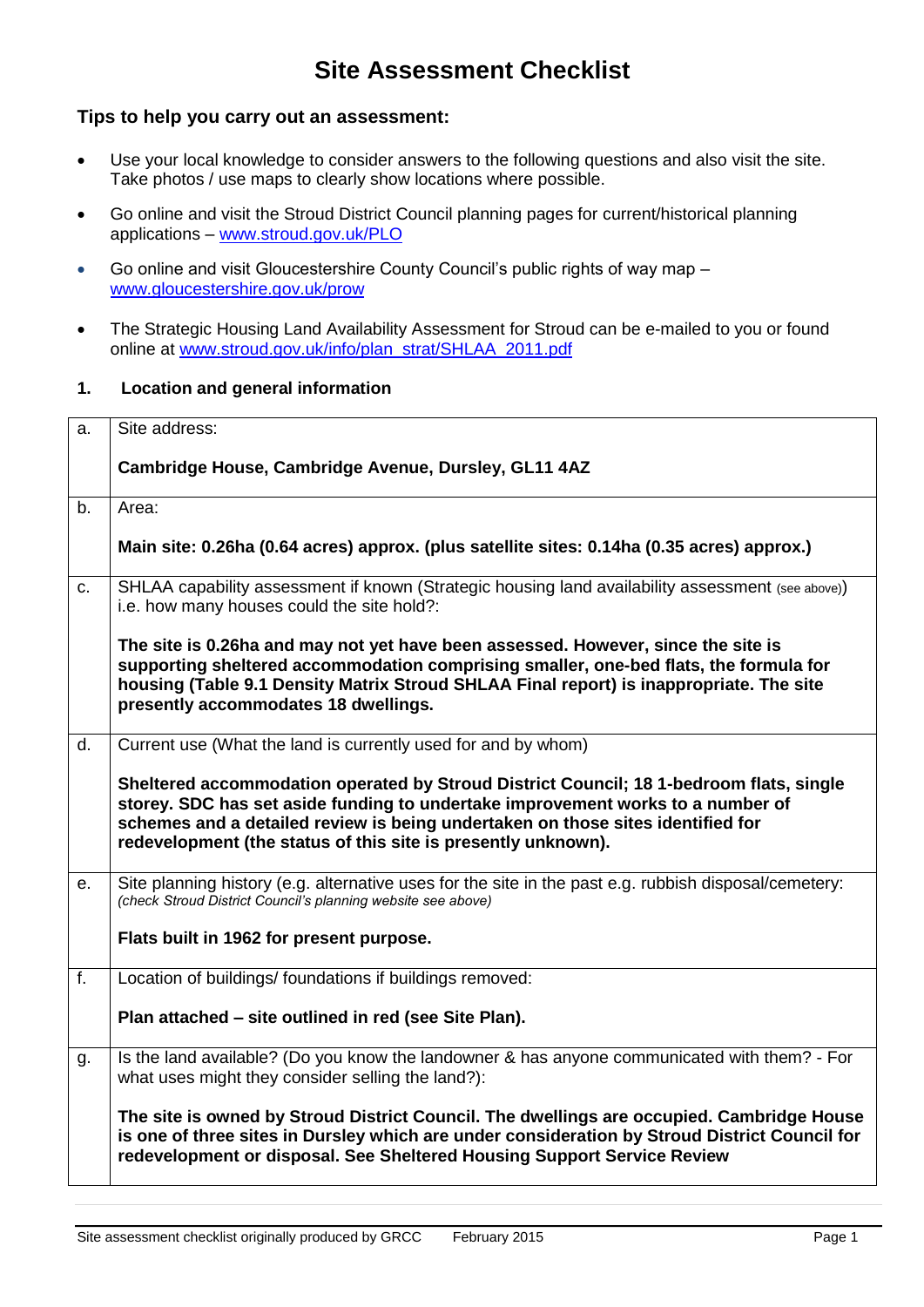# Site Assessment Checklist

### Tips to help you carry out an assessment:

- Use your local knowledge to consider answers to the following questions and also visit the site. Take photos / use maps to clearly show locations where possible.
- Go online and visit the Stroud District Council planning pages for current/historical planning applications – www.stroud.gov.uk/PLO
- Go online and visit Gloucestershire County Council's public rights of way map – www.gloucestershire.gov.uk/prow
- The Strategic Housing Land Availability Assessment for Stroud can be e-mailed to you or found online at www.stroud.gov.uk/info/plan_strat/SHLAA_2011.pdf

### 1. Location and general information

| | |
|---|---|
| a. | Site address:<br><br>**Cambridge House, Cambridge Avenue, Dursley, GL11 4AZ** |
| b. | Area:<br><br>**Main site: 0.26ha (0.64 acres) approx. (plus satellite sites: 0.14ha (0.35 acres) approx.)** |
| c. | SHLAA capability assessment if known (Strategic housing land availability assessment (see above)) i.e. how many houses could the site hold?:<br><br>**The site is 0.26ha and may not yet have been assessed. However, since the site is supporting sheltered accommodation comprising smaller, one-bed flats, the formula for housing (Table 9.1 Density Matrix Stroud SHLAA Final report) is inappropriate. The site presently accommodates 18 dwellings.** |
| d. | Current use (What the land is currently used for and by whom)<br><br>**Sheltered accommodation operated by Stroud District Council; 18 1-bedroom flats, single storey. SDC has set aside funding to undertake improvement works to a number of schemes and a detailed review is being undertaken on those sites identified for redevelopment (the status of this site is presently unknown).** |
| e. | Site planning history (e.g. alternative uses for the site in the past e.g. rubbish disposal/cemetery: *(check Stroud District Council's planning website see above)*<br><br>**Flats built in 1962 for present purpose.** |
| f. | Location of buildings/ foundations if buildings removed:<br><br>**Plan attached – site outlined in red (see Site Plan).** |
| g. | Is the land available? (Do you know the landowner & has anyone communicated with them? - For what uses might they consider selling the land?):<br><br>**The site is owned by Stroud District Council. The dwellings are occupied. Cambridge House is one of three sites in Dursley which are under consideration by Stroud District Council for redevelopment or disposal. See Sheltered Housing Support Service Review** |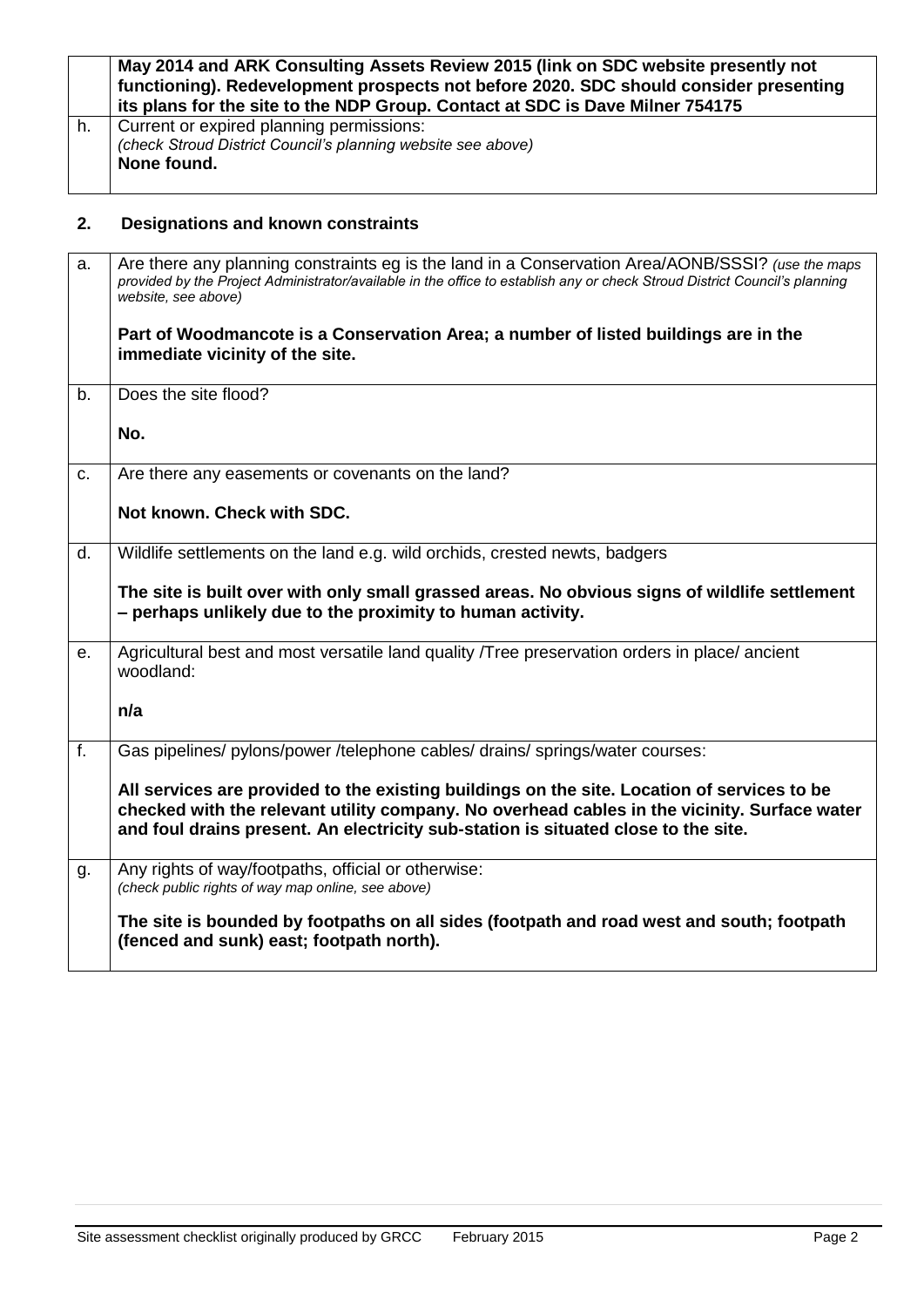| | |
|---|---|
| | **May 2014 and ARK Consulting Assets Review 2015 (link on SDC website presently not functioning). Redevelopment prospects not before 2020. SDC should consider presenting its plans for the site to the NDP Group. Contact at SDC is Dave Milner 754175** |
| h. | Current or expired planning permissions:<br>*(check Stroud District Council's planning website see above)*<br>**None found.** |

## 2. Designations and known constraints

| | |
|---|---|
| a. | Are there any planning constraints eg is the land in a Conservation Area/AONB/SSSI? *(use the maps provided by the Project Administrator/available in the office to establish any or check Stroud District Council's planning website, see above)*<br><br>**Part of Woodmancote is a Conservation Area; a number of listed buildings are in the immediate vicinity of the site.** |
| b. | Does the site flood?<br><br>**No.** |
| c. | Are there any easements or covenants on the land?<br><br>**Not known. Check with SDC.** |
| d. | Wildlife settlements on the land e.g. wild orchids, crested newts, badgers<br><br>**The site is built over with only small grassed areas. No obvious signs of wildlife settlement – perhaps unlikely due to the proximity to human activity.** |
| e. | Agricultural best and most versatile land quality /Tree preservation orders in place/ ancient woodland:<br><br>**n/a** |
| f. | Gas pipelines/ pylons/power /telephone cables/ drains/ springs/water courses:<br><br>**All services are provided to the existing buildings on the site. Location of services to be checked with the relevant utility company. No overhead cables in the vicinity. Surface water and foul drains present. An electricity sub-station is situated close to the site.** |
| g. | Any rights of way/footpaths, official or otherwise:<br>*(check public rights of way map online, see above)*<br><br>**The site is bounded by footpaths on all sides (footpath and road west and south; footpath (fenced and sunk) east; footpath north).** |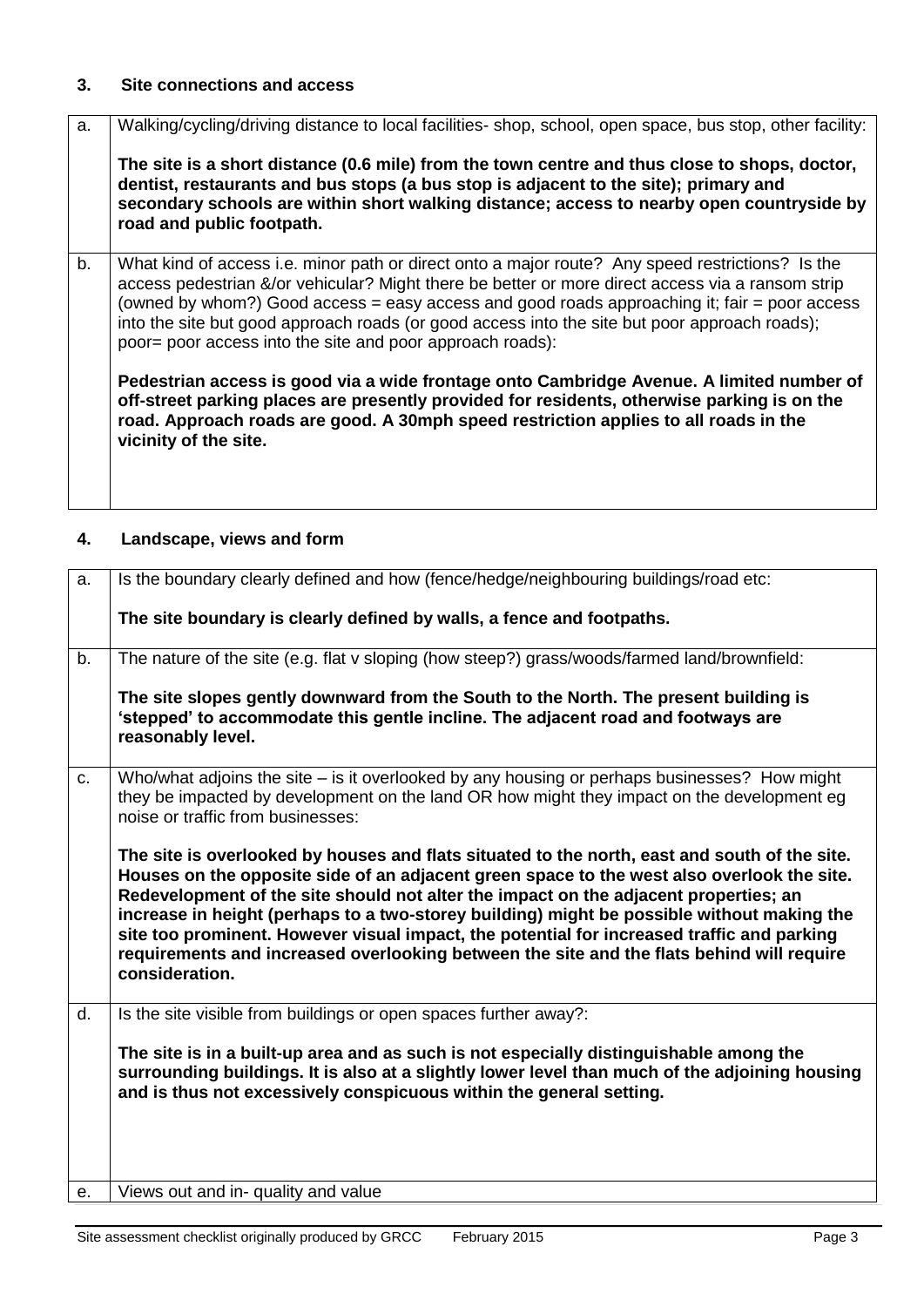### 3. Site connections and access

| | |
|---|---|
| a. | Walking/cycling/driving distance to local facilities- shop, school, open space, bus stop, other facility:<br><br>**The site is a short distance (0.6 mile) from the town centre and thus close to shops, doctor, dentist, restaurants and bus stops (a bus stop is adjacent to the site); primary and secondary schools are within short walking distance; access to nearby open countryside by road and public footpath.** |
| b. | What kind of access i.e. minor path or direct onto a major route? Any speed restrictions? Is the access pedestrian &/or vehicular? Might there be better or more direct access via a ransom strip (owned by whom?) Good access = easy access and good roads approaching it; fair = poor access into the site but good approach roads (or good access into the site but poor approach roads); poor= poor access into the site and poor approach roads):<br><br>**Pedestrian access is good via a wide frontage onto Cambridge Avenue. A limited number of off-street parking places are presently provided for residents, otherwise parking is on the road. Approach roads are good. A 30mph speed restriction applies to all roads in the vicinity of the site.** |

### 4. Landscape, views and form

| | |
|---|---|
| a. | Is the boundary clearly defined and how (fence/hedge/neighbouring buildings/road etc:<br><br>**The site boundary is clearly defined by walls, a fence and footpaths.** |
| b. | The nature of the site (e.g. flat v sloping (how steep?) grass/woods/farmed land/brownfield:<br><br>**The site slopes gently downward from the South to the North. The present building is 'stepped' to accommodate this gentle incline. The adjacent road and footways are reasonably level.** |
| c. | Who/what adjoins the site – is it overlooked by any housing or perhaps businesses? How might they be impacted by development on the land OR how might they impact on the development eg noise or traffic from businesses:<br><br>**The site is overlooked by houses and flats situated to the north, east and south of the site. Houses on the opposite side of an adjacent green space to the west also overlook the site. Redevelopment of the site should not alter the impact on the adjacent properties; an increase in height (perhaps to a two-storey building) might be possible without making the site too prominent. However visual impact, the potential for increased traffic and parking requirements and increased overlooking between the site and the flats behind will require consideration.** |
| d. | Is the site visible from buildings or open spaces further away?:<br><br>**The site is in a built-up area and as such is not especially distinguishable among the surrounding buildings. It is also at a slightly lower level than much of the adjoining housing and is thus not excessively conspicuous within the general setting.** |
| e. | Views out and in- quality and value |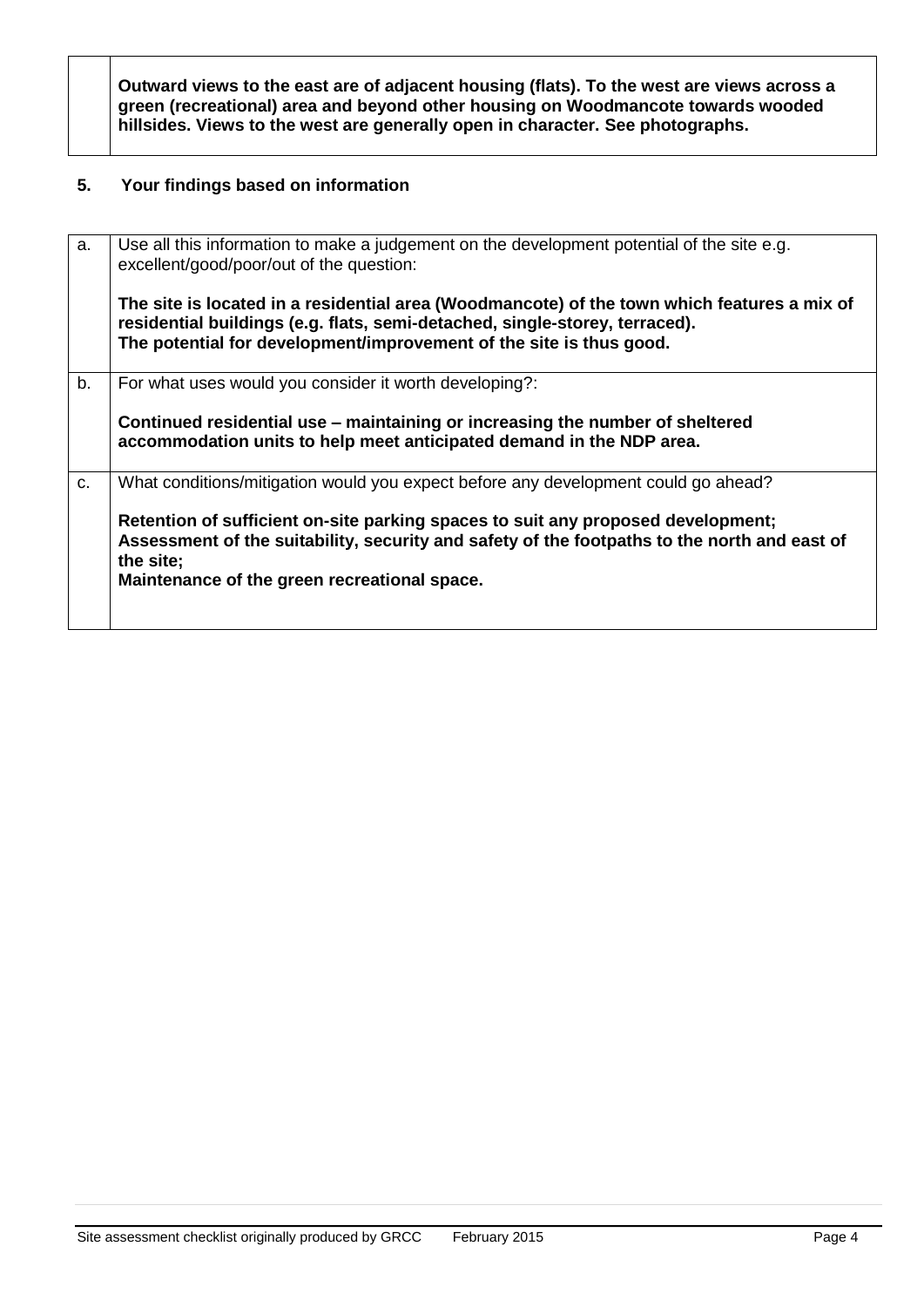| | |
|---|---|
| | **Outward views to the east are of adjacent housing (flats). To the west are views across a green (recreational) area and beyond other housing on Woodmancote towards wooded hillsides. Views to the west are generally open in character. See photographs.** |

## 5. Your findings based on information

| | |
|---|---|
| a. | Use all this information to make a judgement on the development potential of the site e.g. excellent/good/poor/out of the question:<br><br>**The site is located in a residential area (Woodmancote) of the town which features a mix of residential buildings (e.g. flats, semi-detached, single-storey, terraced).**<br>**The potential for development/improvement of the site is thus good.** |
| b. | For what uses would you consider it worth developing?:<br><br>**Continued residential use – maintaining or increasing the number of sheltered accommodation units to help meet anticipated demand in the NDP area.** |
| c. | What conditions/mitigation would you expect before any development could go ahead?<br><br>**Retention of sufficient on-site parking spaces to suit any proposed development;**<br>**Assessment of the suitability, security and safety of the footpaths to the north and east of the site;**<br>**Maintenance of the green recreational space.** |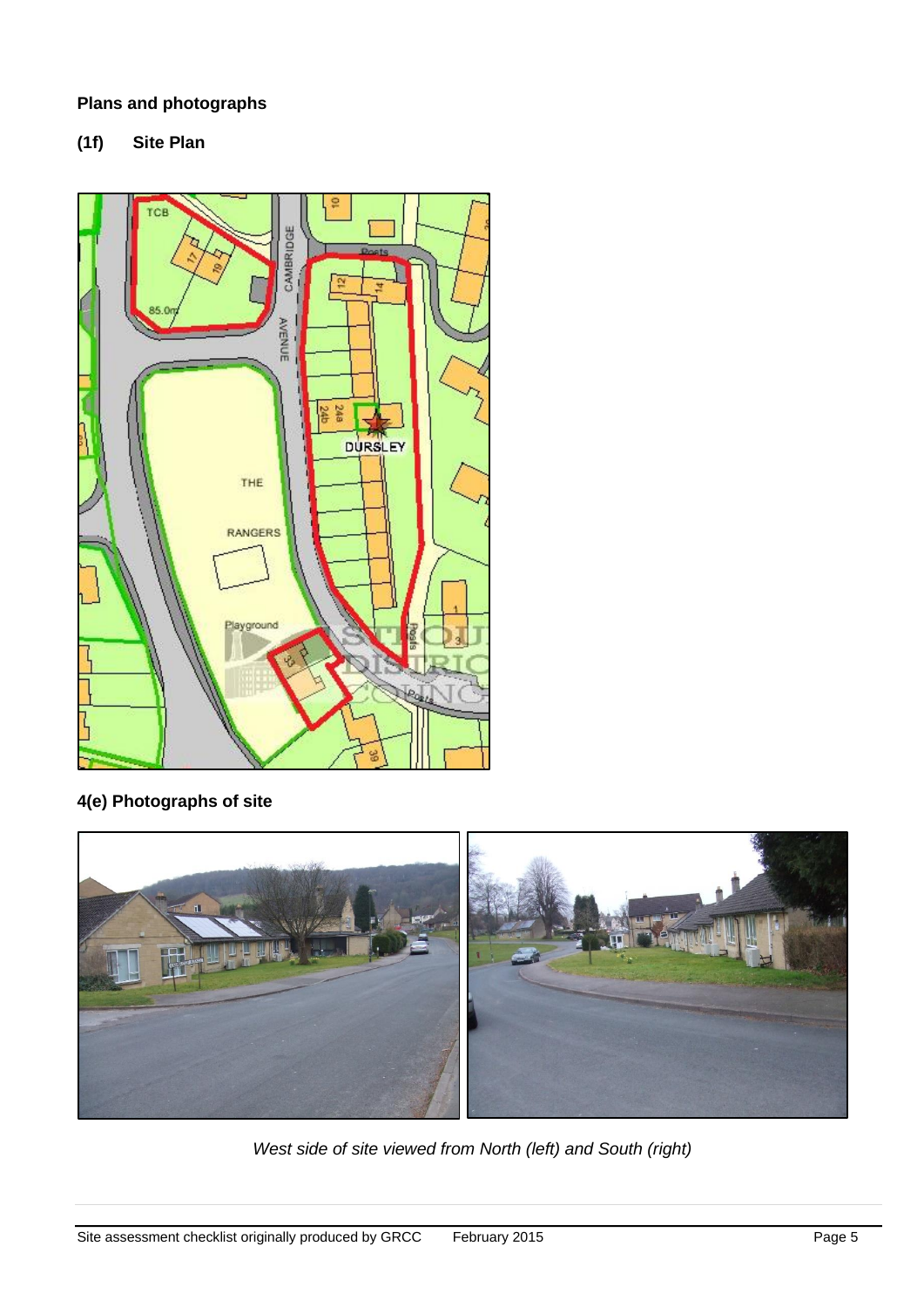**Plans and photographs**

**(1f) Site Plan**

**4(e) Photographs of site**

*West side of site viewed from North (left) and South (right)*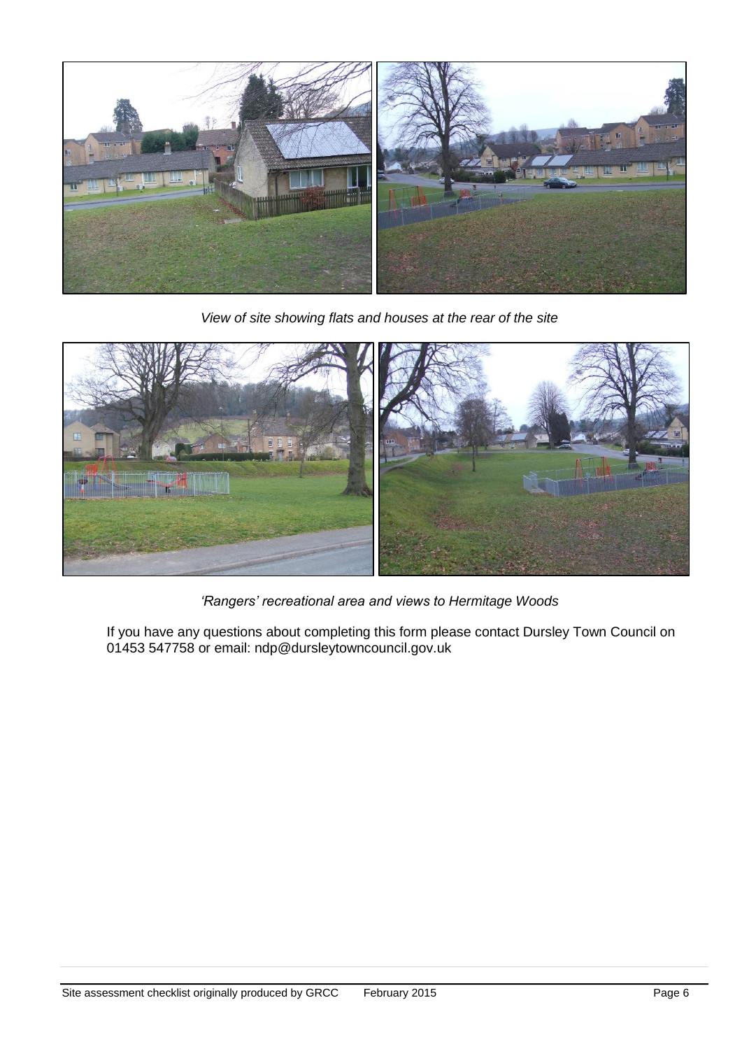*View of site showing flats and houses at the rear of the site*

*'Rangers' recreational area and views to Hermitage Woods*

If you have any questions about completing this form please contact Dursley Town Council on 01453 547758 or email: ndp@dursleytowncouncil.gov.uk